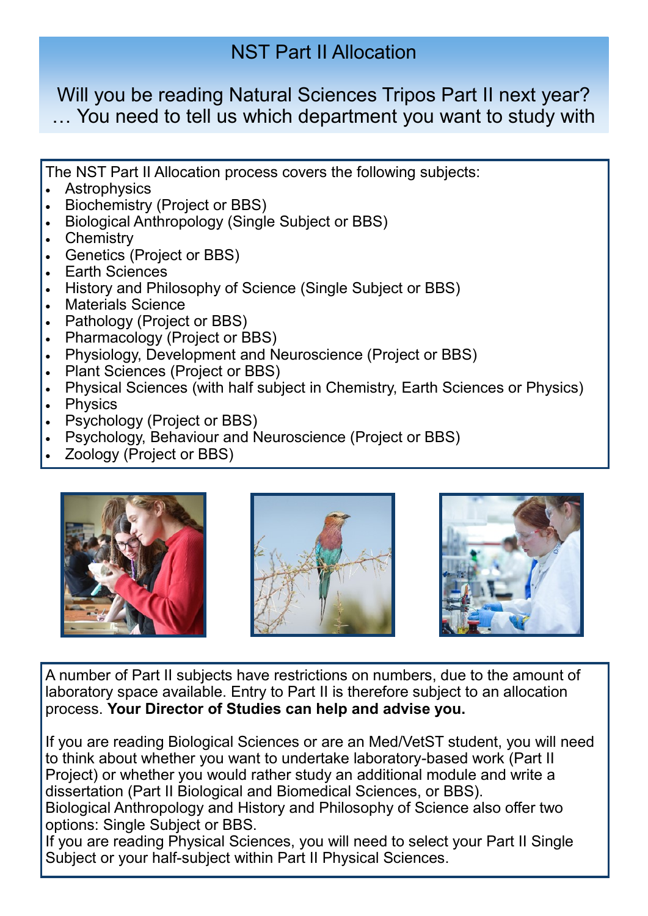# NST Part II Allocation

## Will you be reading Natural Sciences Tripos Part II next year?
## … You need to tell us which department you want to study with

The NST Part II Allocation process covers the following subjects:

- Astrophysics
- Biochemistry (Project or BBS)
- Biological Anthropology (Single Subject or BBS)
- Chemistry
- Genetics (Project or BBS)
- Earth Sciences
- History and Philosophy of Science (Single Subject or BBS)
- Materials Science
- Pathology (Project or BBS)
- Pharmacology (Project or BBS)
- Physiology, Development and Neuroscience (Project or BBS)
- Plant Sciences (Project or BBS)
- Physical Sciences (with half subject in Chemistry, Earth Sciences or Physics)
- Physics
- Psychology (Project or BBS)
- Psychology, Behaviour and Neuroscience (Project or BBS)
- Zoology (Project or BBS)

A number of Part II subjects have restrictions on numbers, due to the amount of laboratory space available. Entry to Part II is therefore subject to an allocation process. **Your Director of Studies can help and advise you.**

If you are reading Biological Sciences or are an Med/VetST student, you will need to think about whether you want to undertake laboratory-based work (Part II Project) or whether you would rather study an additional module and write a dissertation (Part II Biological and Biomedical Sciences, or BBS).
Biological Anthropology and History and Philosophy of Science also offer two options: Single Subject or BBS.
If you are reading Physical Sciences, you will need to select your Part II Single Subject or your half-subject within Part II Physical Sciences.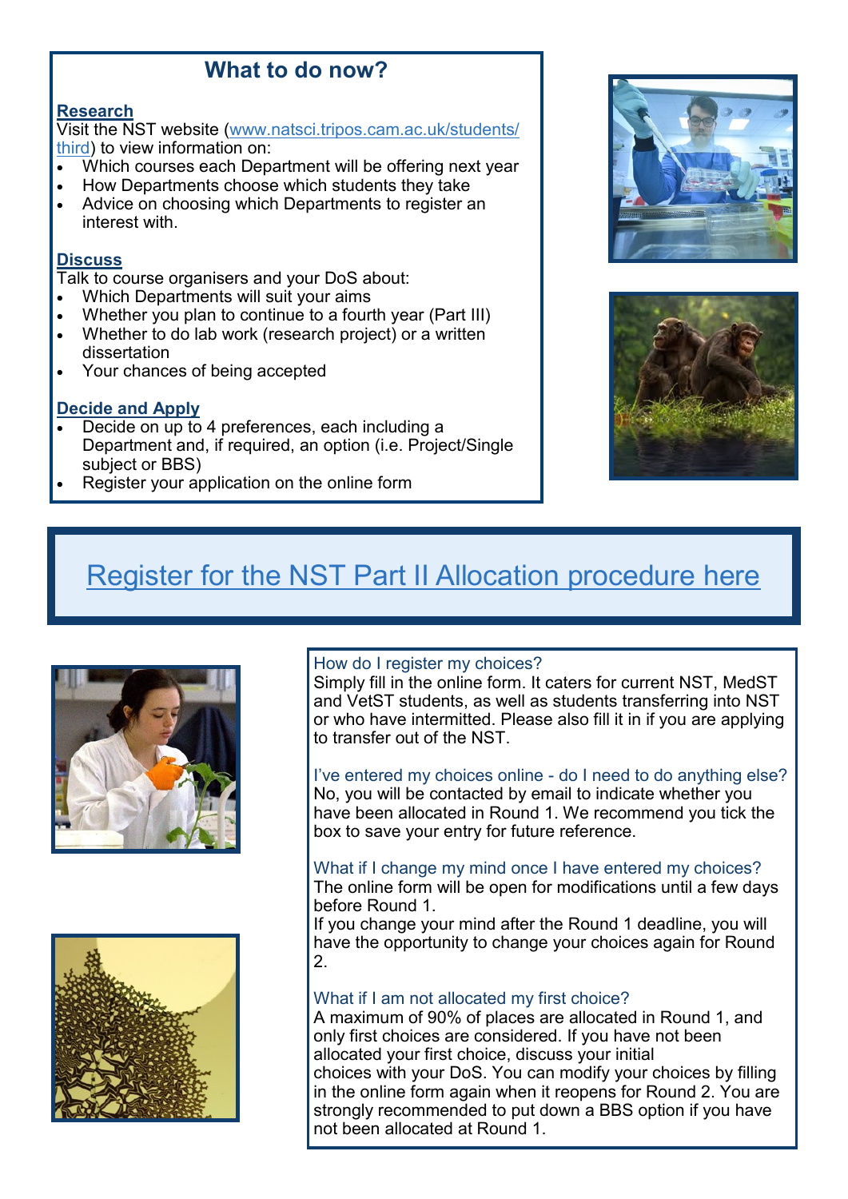## What to do now?

**Research**

Visit the NST website (www.natsci.tripos.cam.ac.uk/students/third) to view information on:

- Which courses each Department will be offering next year
- How Departments choose which students they take
- Advice on choosing which Departments to register an interest with.

**Discuss**

Talk to course organisers and your DoS about:

- Which Departments will suit your aims
- Whether you plan to continue to a fourth year (Part III)
- Whether to do lab work (research project) or a written dissertation
- Your chances of being accepted

**Decide and Apply**

- Decide on up to 4 preferences, each including a Department and, if required, an option (i.e. Project/Single subject or BBS)
- Register your application on the online form

## Register for the NST Part II Allocation procedure here

### How do I register my choices?

Simply fill in the online form. It caters for current NST, MedST and VetST students, as well as students transferring into NST or who have intermitted. Please also fill it in if you are applying to transfer out of the NST.

### I've entered my choices online - do I need to do anything else?

No, you will be contacted by email to indicate whether you have been allocated in Round 1. We recommend you tick the box to save your entry for future reference.

### What if I change my mind once I have entered my choices?

The online form will be open for modifications until a few days before Round 1.

If you change your mind after the Round 1 deadline, you will have the opportunity to change your choices again for Round 2.

### What if I am not allocated my first choice?

A maximum of 90% of places are allocated in Round 1, and only first choices are considered. If you have not been allocated your first choice, discuss your initial choices with your DoS. You can modify your choices by filling in the online form again when it reopens for Round 2. You are strongly recommended to put down a BBS option if you have not been allocated at Round 1.